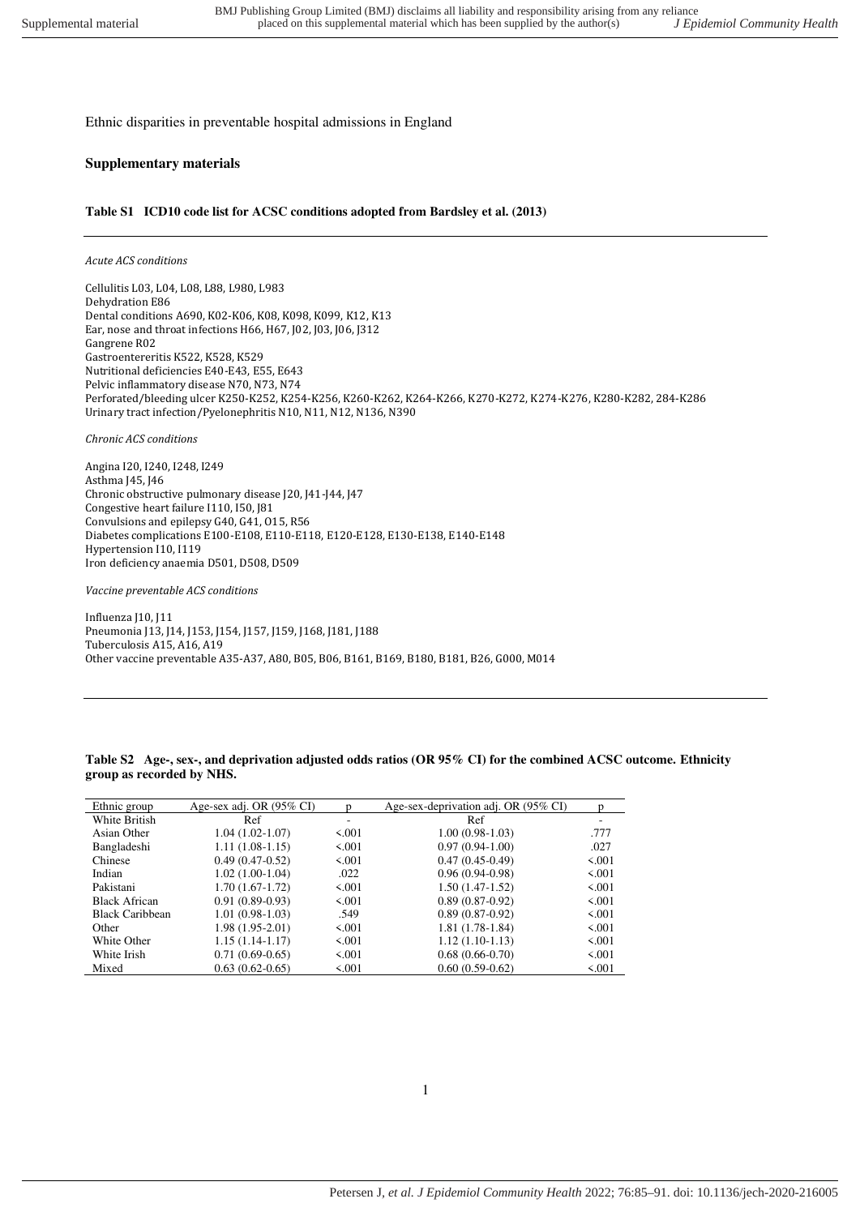Ethnic disparities in preventable hospital admissions in England

## Supplementary materials

### Table S1 ICD10 code list for ACSC conditions adopted from Bardsley et al. (2013)

*Acute ACS conditions*

Cellulitis L03, L04, L08, L88, L980, L983
Dehydration E86
Dental conditions A690, K02-K06, K08, K098, K099, K12, K13
Ear, nose and throat infections H66, H67, J02, J03, J06, J312
Gangrene R02
Gastroentereritis K522, K528, K529
Nutritional deficiencies E40-E43, E55, E643
Pelvic inflammatory disease N70, N73, N74
Perforated/bleeding ulcer K250-K252, K254-K256, K260-K262, K264-K266, K270-K272, K274-K276, K280-K282, 284-K286
Urinary tract infection/Pyelonephritis N10, N11, N12, N136, N390

*Chronic ACS conditions*

Angina I20, I240, I248, I249
Asthma J45, J46
Chronic obstructive pulmonary disease J20, J41-J44, J47
Congestive heart failure I110, I50, J81
Convulsions and epilepsy G40, G41, O15, R56
Diabetes complications E100-E108, E110-E118, E120-E128, E130-E138, E140-E148
Hypertension I10, I119
Iron deficiency anaemia D501, D508, D509

*Vaccine preventable ACS conditions*

Influenza J10, J11
Pneumonia J13, J14, J153, J154, J157, J159, J168, J181, J188
Tuberculosis A15, A16, A19
Other vaccine preventable A35-A37, A80, B05, B06, B161, B169, B180, B181, B26, G000, M014

### Table S2 Age-, sex-, and deprivation adjusted odds ratios (OR 95% CI) for the combined ACSC outcome. Ethnicity group as recorded by NHS.

| Ethnic group | Age-sex adj. OR (95% CI) | p | Age-sex-deprivation adj. OR (95% CI) | p |
|---|---|---|---|---|
| White British | Ref | - | Ref | - |
| Asian Other | 1.04 (1.02-1.07) | <.001 | 1.00 (0.98-1.03) | .777 |
| Bangladeshi | 1.11 (1.08-1.15) | <.001 | 0.97 (0.94-1.00) | .027 |
| Chinese | 0.49 (0.47-0.52) | <.001 | 0.47 (0.45-0.49) | <.001 |
| Indian | 1.02 (1.00-1.04) | .022 | 0.96 (0.94-0.98) | <.001 |
| Pakistani | 1.70 (1.67-1.72) | <.001 | 1.50 (1.47-1.52) | <.001 |
| Black African | 0.91 (0.89-0.93) | <.001 | 0.89 (0.87-0.92) | <.001 |
| Black Caribbean | 1.01 (0.98-1.03) | .549 | 0.89 (0.87-0.92) | <.001 |
| Other | 1.98 (1.95-2.01) | <.001 | 1.81 (1.78-1.84) | <.001 |
| White Other | 1.15 (1.14-1.17) | <.001 | 1.12 (1.10-1.13) | <.001 |
| White Irish | 0.71 (0.69-0.65) | <.001 | 0.68 (0.66-0.70) | <.001 |
| Mixed | 0.63 (0.62-0.65) | <.001 | 0.60 (0.59-0.62) | <.001 |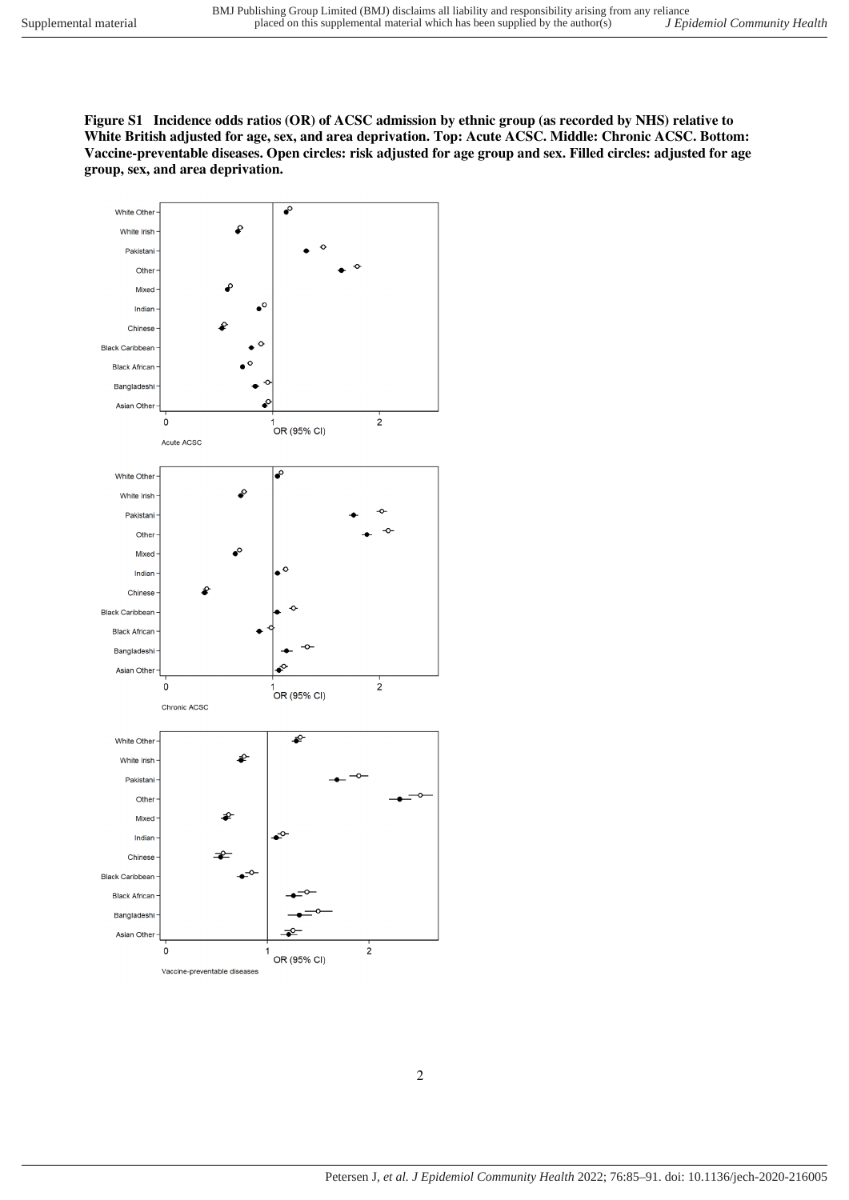**Figure S1 Incidence odds ratios (OR) of ACSC admission by ethnic group (as recorded by NHS) relative to White British adjusted for age, sex, and area deprivation. Top: Acute ACSC. Middle: Chronic ACSC. Bottom: Vaccine-preventable diseases. Open circles: risk adjusted for age group and sex. Filled circles: adjusted for age group, sex, and area deprivation.**

White Other
White Irish
Pakistani
Other
Mixed
Indian
Chinese
Black Caribbean
Black African
Bangladeshi
Asian Other

0
1
2
OR (95% CI)

Acute ACSC

White Other
White Irish
Pakistani
Other
Mixed
Indian
Chinese
Black Caribbean
Black African
Bangladeshi
Asian Other

0
1
2
OR (95% CI)

Chronic ACSC

White Other
White Irish
Pakistani
Other
Mixed
Indian
Chinese
Black Caribbean
Black African
Bangladeshi
Asian Other

0
1
2
OR (95% CI)

Vaccine-preventable diseases